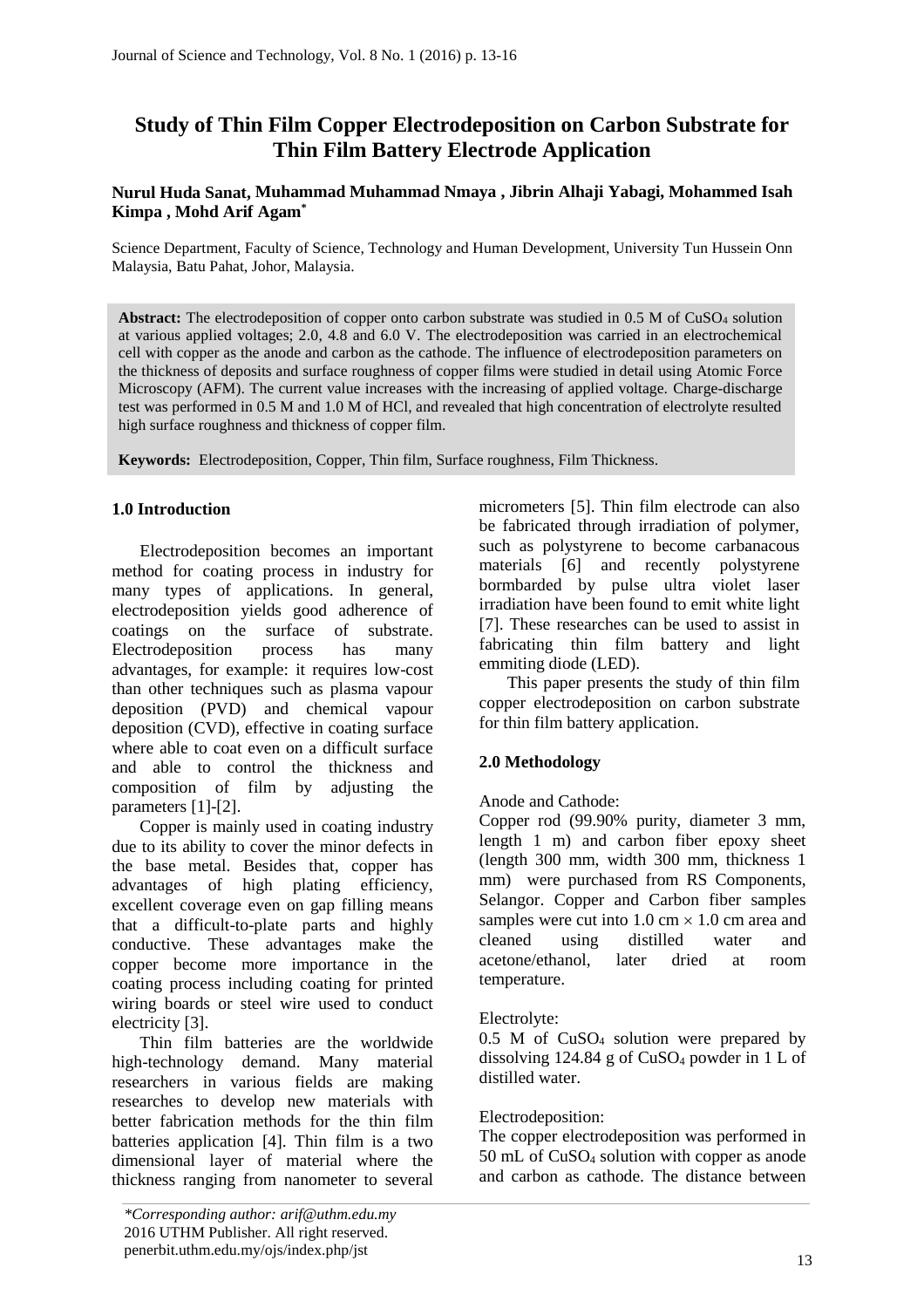# Study of Thin Film Copper Electrodeposition on Carbon Substrate for Thin Film Battery Electrode Application

**Nurul Huda Sanat, Muhammad Muhammad Nmaya , Jibrin Alhaji Yabagi, Mohammed Isah Kimpa , Mohd Arif Agam[*]**

Science Department, Faculty of Science, Technology and Human Development, University Tun Hussein Onn Malaysia, Batu Pahat, Johor, Malaysia.

**Abstract:** The electrodeposition of copper onto carbon substrate was studied in 0.5 M of $CuSO_4$ solution at various applied voltages; 2.0, 4.8 and 6.0 V. The electrodeposition was carried in an electrochemical cell with copper as the anode and carbon as the cathode. The influence of electrodeposition parameters on the thickness of deposits and surface roughness of copper films were studied in detail using Atomic Force Microscopy (AFM). The current value increases with the increasing of applied voltage. Charge-discharge test was performed in 0.5 M and 1.0 M of HCl, and revealed that high concentration of electrolyte resulted high surface roughness and thickness of copper film.

**Keywords:** Electrodeposition, Copper, Thin film, Surface roughness, Film Thickness.

## 1.0 Introduction

Electrodeposition becomes an important method for coating process in industry for many types of applications. In general, electrodeposition yields good adherence of coatings on the surface of substrate. Electrodeposition process has many advantages, for example: it requires low-cost than other techniques such as plasma vapour deposition (PVD) and chemical vapour deposition (CVD), effective in coating surface where able to coat even on a difficult surface and able to control the thickness and composition of film by adjusting the parameters [1]-[2].

Copper is mainly used in coating industry due to its ability to cover the minor defects in the base metal. Besides that, copper has advantages of high plating efficiency, excellent coverage even on gap filling means that a difficult-to-plate parts and highly conductive. These advantages make the copper become more importance in the coating process including coating for printed wiring boards or steel wire used to conduct electricity [3].

Thin film batteries are the worldwide high-technology demand. Many material researchers in various fields are making researches to develop new materials with better fabrication methods for the thin film batteries application [4]. Thin film is a two dimensional layer of material where the thickness ranging from nanometer to several micrometers [5]. Thin film electrode can also be fabricated through irradiation of polymer, such as polystyrene to become carbanacous materials [6] and recently polystyrene bormbarded by pulse ultra violet laser irradiation have been found to emit white light [7]. These researches can be used to assist in fabricating thin film battery and light emmiting diode (LED).

This paper presents the study of thin film copper electrodeposition on carbon substrate for thin film battery application.

## 2.0 Methodology

Anode and Cathode:

Copper rod (99.90% purity, diameter 3 mm, length 1 m) and carbon fiber epoxy sheet (length 300 mm, width 300 mm, thickness 1 mm) were purchased from RS Components, Selangor. Copper and Carbon fiber samples samples were cut into 1.0 cm $\times$ 1.0 cm area and cleaned using distilled water and acetone/ethanol, later dried at room temperature.

Electrolyte:

0.5 M of $CuSO_4$ solution were prepared by dissolving 124.84 g of $CuSO_4$ powder in 1 L of distilled water.

Electrodeposition:

The copper electrodeposition was performed in 50 mL of $CuSO_4$ solution with copper as anode and carbon as cathode. The distance between

*\*Corresponding author: arif@uthm.edu.my*
2016 UTHM Publisher. All right reserved.
penerbit.uthm.edu.my/ojs/index.php/jst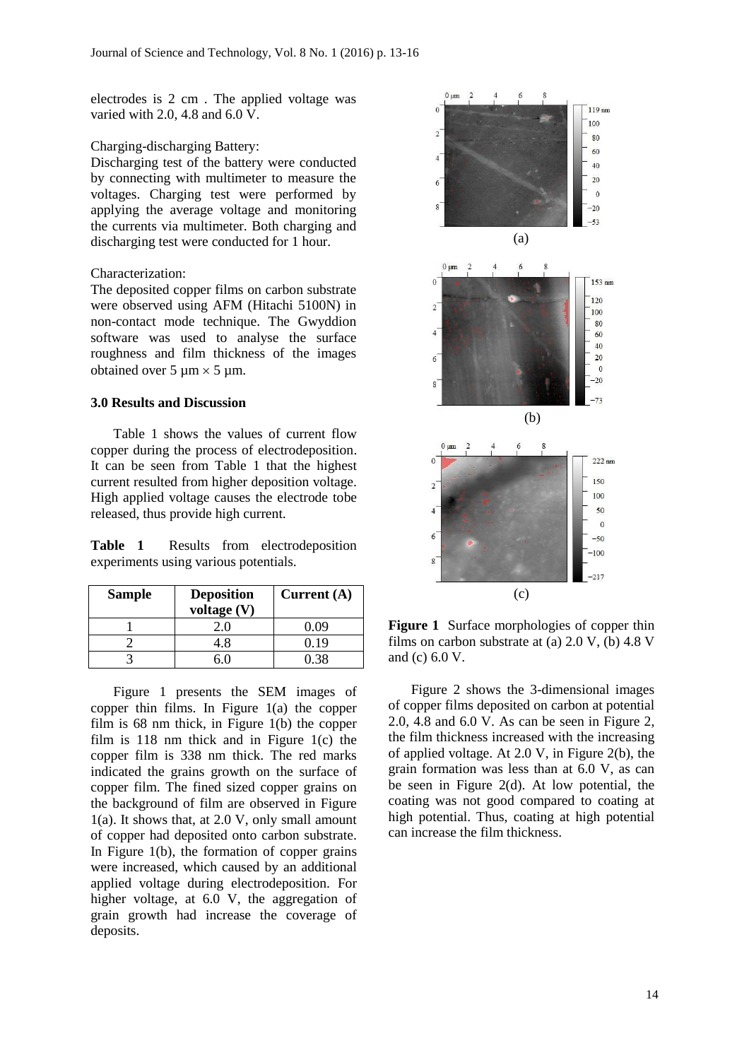electrodes is 2 cm . The applied voltage was varied with 2.0, 4.8 and 6.0 V.

Charging-discharging Battery:

Discharging test of the battery were conducted by connecting with multimeter to measure the voltages. Charging test were performed by applying the average voltage and monitoring the currents via multimeter. Both charging and discharging test were conducted for 1 hour.

Characterization:

The deposited copper films on carbon substrate were observed using AFM (Hitachi 5100N) in non-contact mode technique. The Gwyddion software was used to analyse the surface roughness and film thickness of the images obtained over 5 µm × 5 µm.

## 3.0 Results and Discussion

Table 1 shows the values of current flow copper during the process of electrodeposition. It can be seen from Table 1 that the highest current resulted from higher deposition voltage. High applied voltage causes the electrode tobe released, thus provide high current.

**Table 1** Results from electrodeposition experiments using various potentials.

| Sample | Deposition voltage (V) | Current (A) |
|---|---|---|
| 1 | 2.0 | 0.09 |
| 2 | 4.8 | 0.19 |
| 3 | 6.0 | 0.38 |

Figure 1 presents the SEM images of copper thin films. In Figure 1(a) the copper film is 68 nm thick, in Figure 1(b) the copper film is 118 nm thick and in Figure 1(c) the copper film is 338 nm thick. The red marks indicated the grains growth on the surface of copper film. The fined sized copper grains on the background of film are observed in Figure 1(a). It shows that, at 2.0 V, only small amount of copper had deposited onto carbon substrate. In Figure 1(b), the formation of copper grains were increased, which caused by an additional applied voltage during electrodeposition. For higher voltage, at 6.0 V, the aggregation of grain growth had increase the coverage of deposits.

**Figure 1** Surface morphologies of copper thin films on carbon substrate at (a) 2.0 V, (b) 4.8 V and (c) 6.0 V.

Figure 2 shows the 3-dimensional images of copper films deposited on carbon at potential 2.0, 4.8 and 6.0 V. As can be seen in Figure 2, the film thickness increased with the increasing of applied voltage. At 2.0 V, in Figure 2(b), the grain formation was less than at 6.0 V, as can be seen in Figure 2(d). At low potential, the coating was not good compared to coating at high potential. Thus, coating at high potential can increase the film thickness.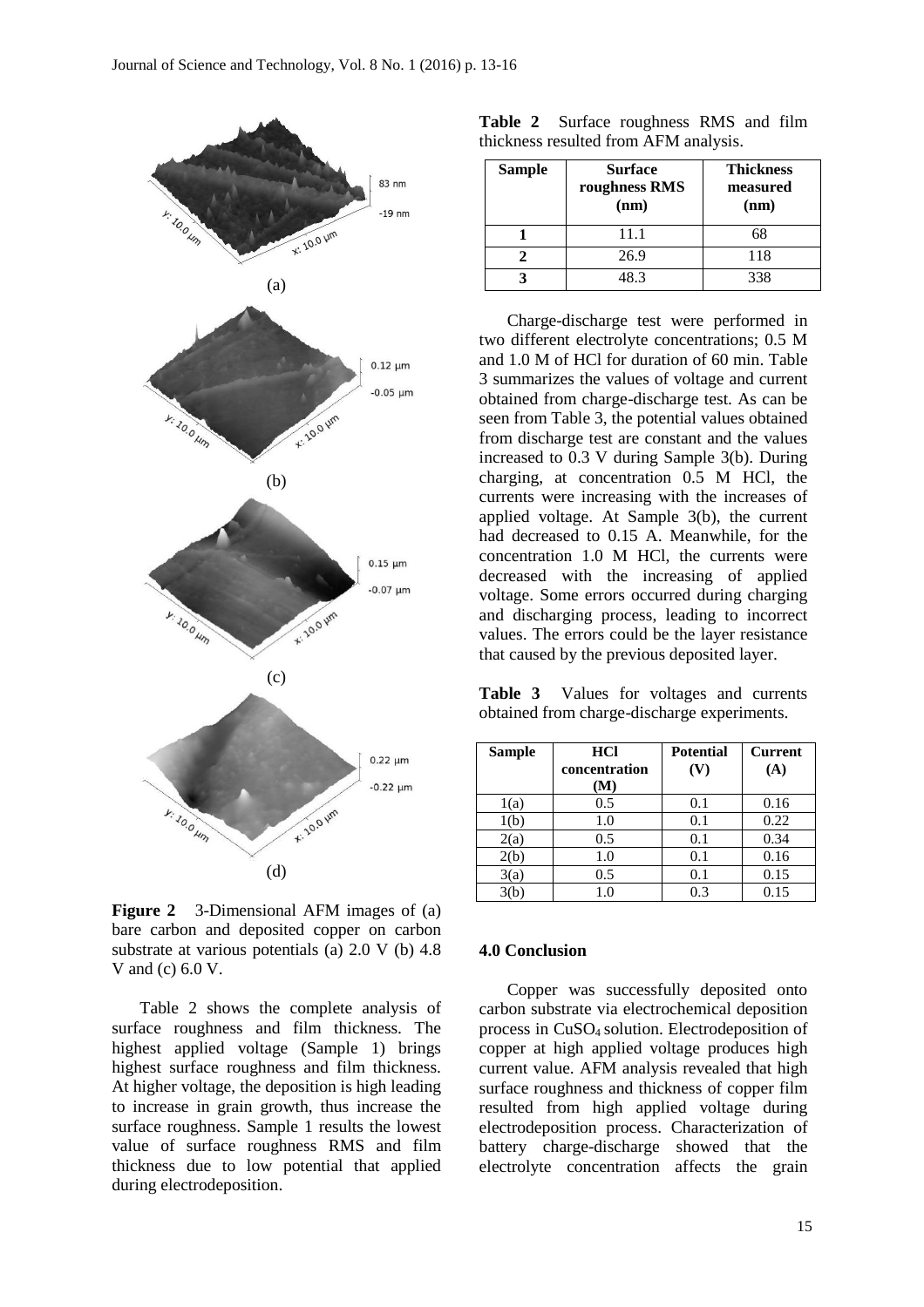(a)

(b)

(c)

(d)

**Figure 2** 3-Dimensional AFM images of (a) bare carbon and deposited copper on carbon substrate at various potentials (a) 2.0 V (b) 4.8 V and (c) 6.0 V.

Table 2 shows the complete analysis of surface roughness and film thickness. The highest applied voltage (Sample 1) brings highest surface roughness and film thickness. At higher voltage, the deposition is high leading to increase in grain growth, thus increase the surface roughness. Sample 1 results the lowest value of surface roughness RMS and film thickness due to low potential that applied during electrodeposition.

**Table 2** Surface roughness RMS and film thickness resulted from AFM analysis.

| Sample | Surface roughness RMS (nm) | Thickness measured (nm) |
|---|---|---|
| **1** | 11.1 | 68 |
| **2** | 26.9 | 118 |
| **3** | 48.3 | 338 |

Charge-discharge test were performed in two different electrolyte concentrations; 0.5 M and 1.0 M of HCl for duration of 60 min. Table 3 summarizes the values of voltage and current obtained from charge-discharge test. As can be seen from Table 3, the potential values obtained from discharge test are constant and the values increased to 0.3 V during Sample 3(b). During charging, at concentration 0.5 M HCl, the currents were increasing with the increases of applied voltage. At Sample 3(b), the current had decreased to 0.15 A. Meanwhile, for the concentration 1.0 M HCl, the currents were decreased with the increasing of applied voltage. Some errors occurred during charging and discharging process, leading to incorrect values. The errors could be the layer resistance that caused by the previous deposited layer.

**Table 3** Values for voltages and currents obtained from charge-discharge experiments.

| Sample | HCl concentration (M) | Potential (V) | Current (A) |
|---|---|---|---|
| 1(a) | 0.5 | 0.1 | 0.16 |
| 1(b) | 1.0 | 0.1 | 0.22 |
| 2(a) | 0.5 | 0.1 | 0.34 |
| 2(b) | 1.0 | 0.1 | 0.16 |
| 3(a) | 0.5 | 0.1 | 0.15 |
| 3(b) | 1.0 | 0.3 | 0.15 |

## 4.0 Conclusion

Copper was successfully deposited onto carbon substrate via electrochemical deposition process in $CuSO_4$ solution. Electrodeposition of copper at high applied voltage produces high current value. AFM analysis revealed that high surface roughness and thickness of copper film resulted from high applied voltage during electrodeposition process. Characterization of battery charge-discharge showed that the electrolyte concentration affects the grain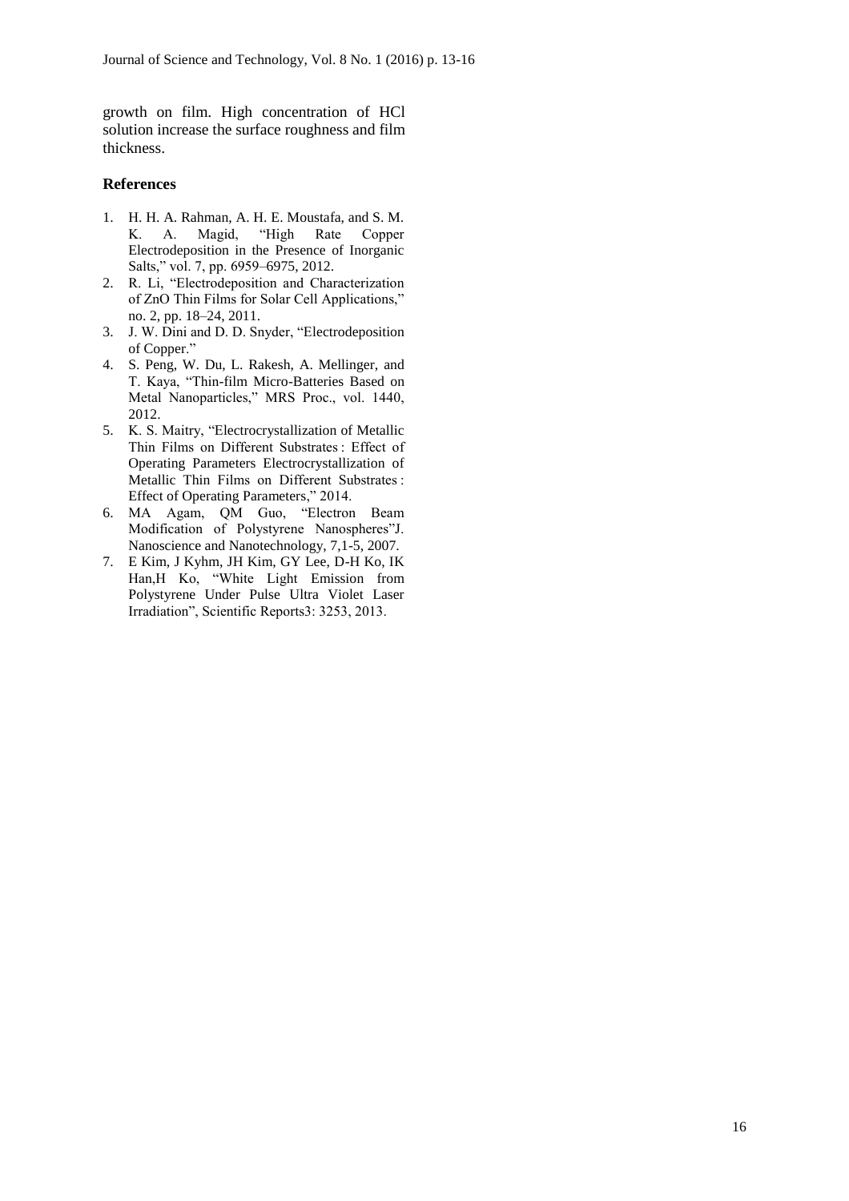growth on film. High concentration of HCl solution increase the surface roughness and film thickness.

## References

1. H. H. A. Rahman, A. H. E. Moustafa, and S. M. K. A. Magid, "High Rate Copper Electrodeposition in the Presence of Inorganic Salts," vol. 7, pp. 6959–6975, 2012.
2. R. Li, "Electrodeposition and Characterization of ZnO Thin Films for Solar Cell Applications," no. 2, pp. 18–24, 2011.
3. J. W. Dini and D. D. Snyder, "Electrodeposition of Copper."
4. S. Peng, W. Du, L. Rakesh, A. Mellinger, and T. Kaya, "Thin-film Micro-Batteries Based on Metal Nanoparticles," MRS Proc., vol. 1440, 2012.
5. K. S. Maitry, "Electrocrystallization of Metallic Thin Films on Different Substrates : Effect of Operating Parameters Electrocrystallization of Metallic Thin Films on Different Substrates : Effect of Operating Parameters," 2014.
6. MA Agam, QM Guo, "Electron Beam Modification of Polystyrene Nanospheres"J. Nanoscience and Nanotechnology, 7,1-5, 2007.
7. E Kim, J Kyhm, JH Kim, GY Lee, D-H Ko, IK Han,H Ko, "White Light Emission from Polystyrene Under Pulse Ultra Violet Laser Irradiation", Scientific Reports3: 3253, 2013.